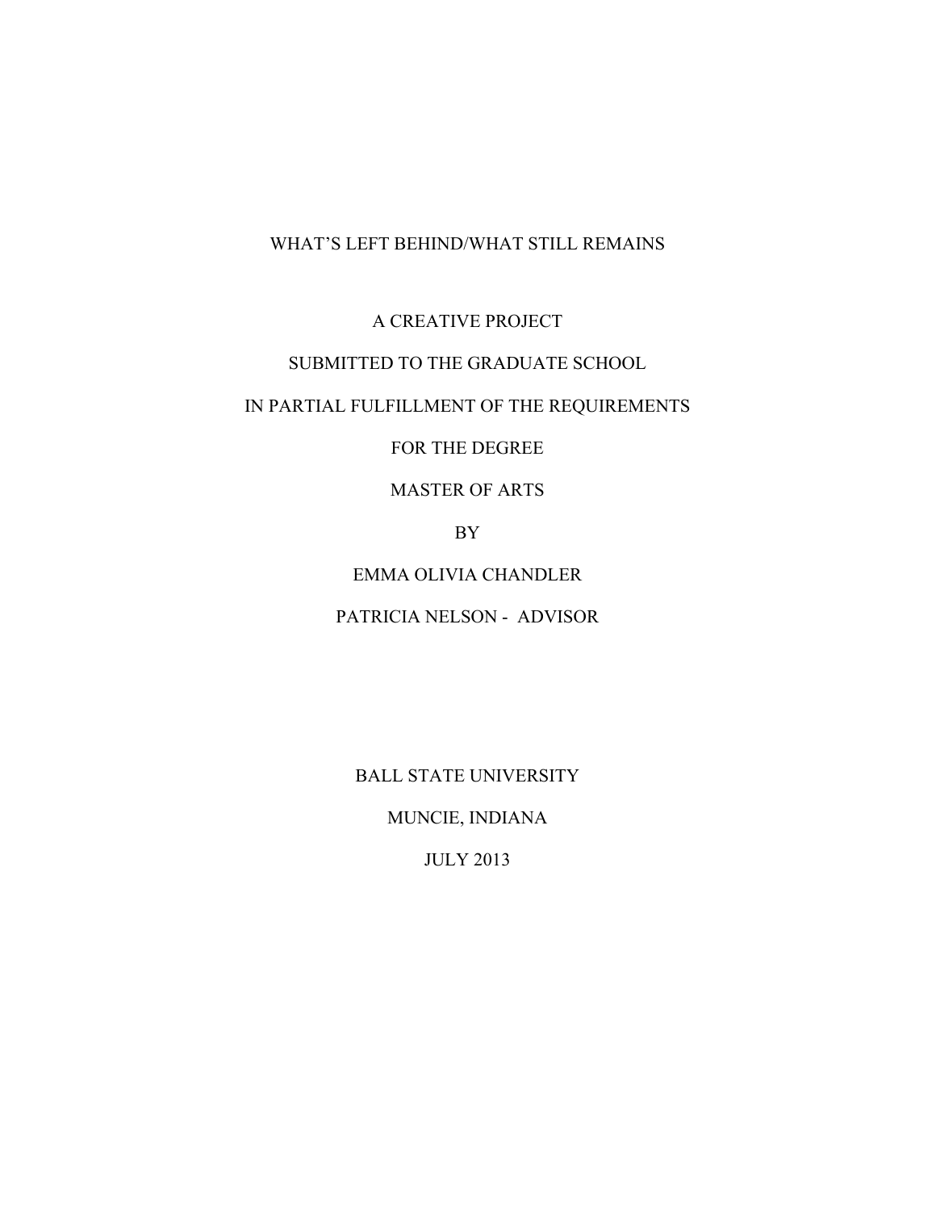# WHAT'S LEFT BEHIND/WHAT STILL REMAINS

A CREATIVE PROJECT

SUBMITTED TO THE GRADUATE SCHOOL

IN PARTIAL FULFILLMENT OF THE REQUIREMENTS

FOR THE DEGREE

MASTER OF ARTS

BY

EMMA OLIVIA CHANDLER

PATRICIA NELSON - ADVISOR

BALL STATE UNIVERSITY

MUNCIE, INDIANA

JULY 2013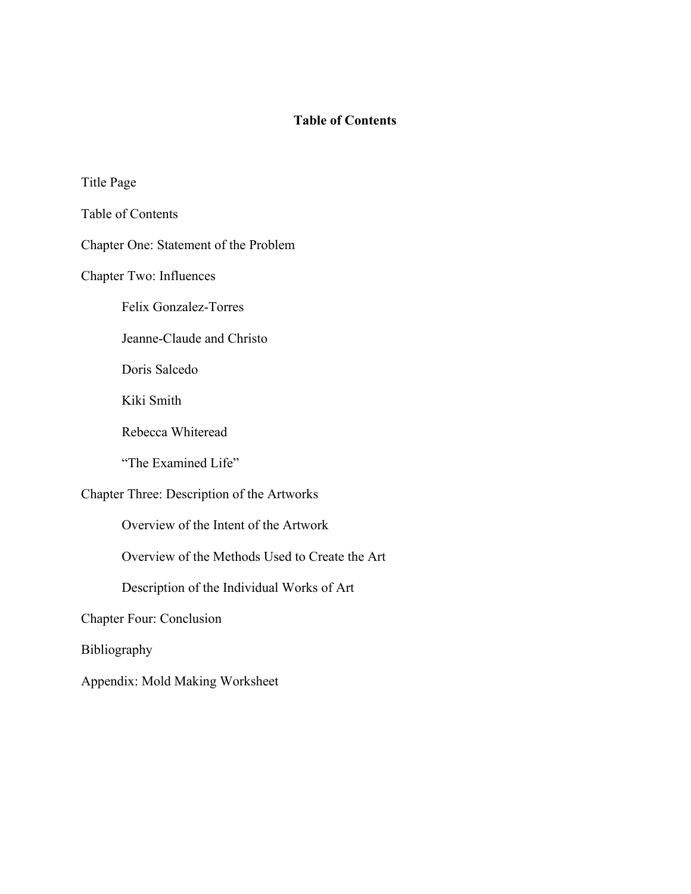# Table of Contents

Title Page

Table of Contents

Chapter One: Statement of the Problem

Chapter Two: Influences

- Felix Gonzalez-Torres
- Jeanne-Claude and Christo
- Doris Salcedo
- Kiki Smith
- Rebecca Whiteread
- "The Examined Life"

Chapter Three: Description of the Artworks

- Overview of the Intent of the Artwork
- Overview of the Methods Used to Create the Art
- Description of the Individual Works of Art

Chapter Four: Conclusion

Bibliography

Appendix: Mold Making Worksheet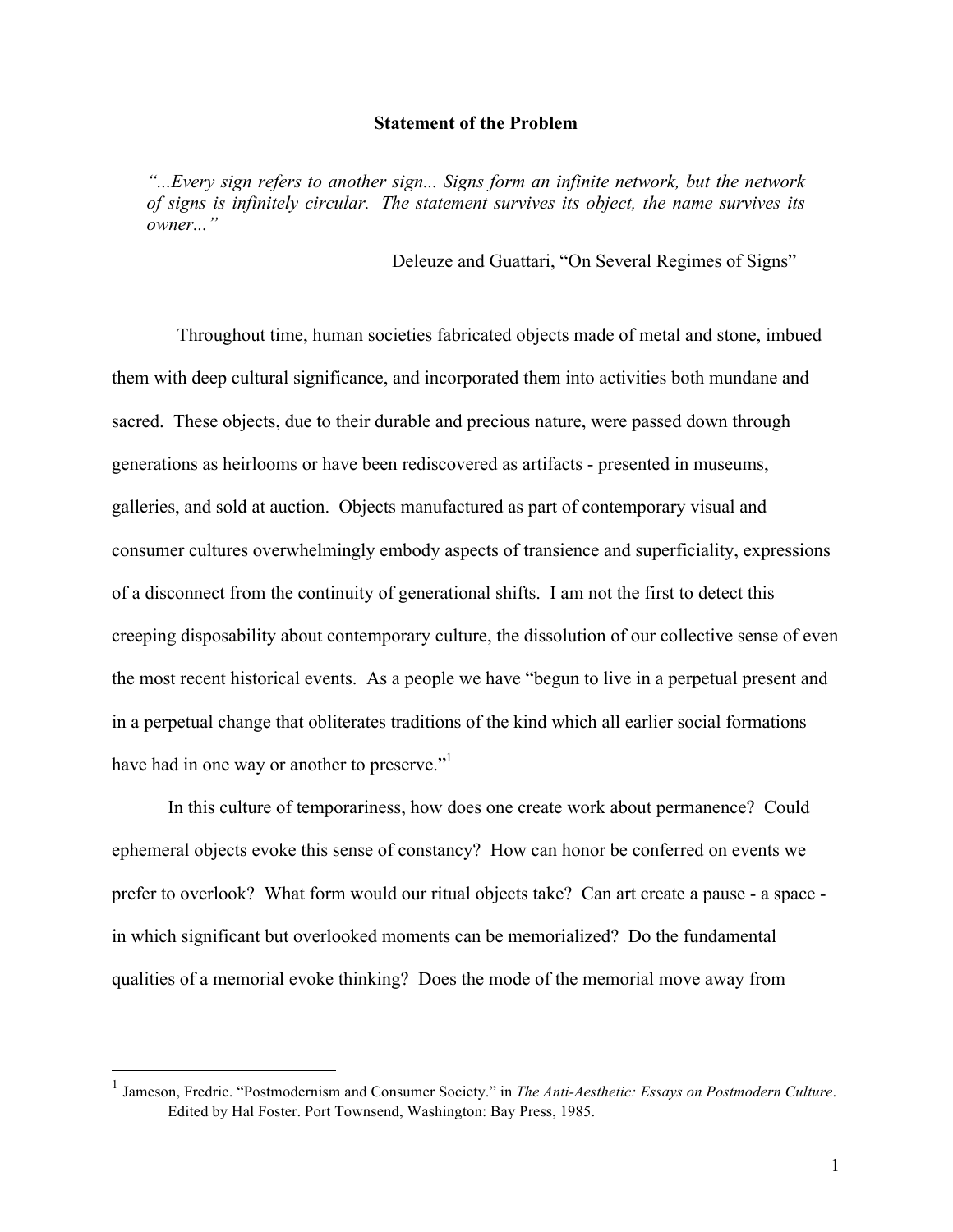## Statement of the Problem

> *"...Every sign refers to another sign... Signs form an infinite network, but the network of signs is infinitely circular. The statement survives its object, the name survives its owner..."*
>
> Deleuze and Guattari, "On Several Regimes of Signs"

Throughout time, human societies fabricated objects made of metal and stone, imbued them with deep cultural significance, and incorporated them into activities both mundane and sacred. These objects, due to their durable and precious nature, were passed down through generations as heirlooms or have been rediscovered as artifacts - presented in museums, galleries, and sold at auction. Objects manufactured as part of contemporary visual and consumer cultures overwhelmingly embody aspects of transience and superficiality, expressions of a disconnect from the continuity of generational shifts. I am not the first to detect this creeping disposability about contemporary culture, the dissolution of our collective sense of even the most recent historical events. As a people we have "begun to live in a perpetual present and in a perpetual change that obliterates traditions of the kind which all earlier social formations have had in one way or another to preserve."[1]

In this culture of temporariness, how does one create work about permanence? Could ephemeral objects evoke this sense of constancy? How can honor be conferred on events we prefer to overlook? What form would our ritual objects take? Can art create a pause - a space - in which significant but overlooked moments can be memorialized? Do the fundamental qualities of a memorial evoke thinking? Does the mode of the memorial move away from

[1] Jameson, Fredric. "Postmodernism and Consumer Society." in *The Anti-Aesthetic: Essays on Postmodern Culture*. Edited by Hal Foster. Port Townsend, Washington: Bay Press, 1985.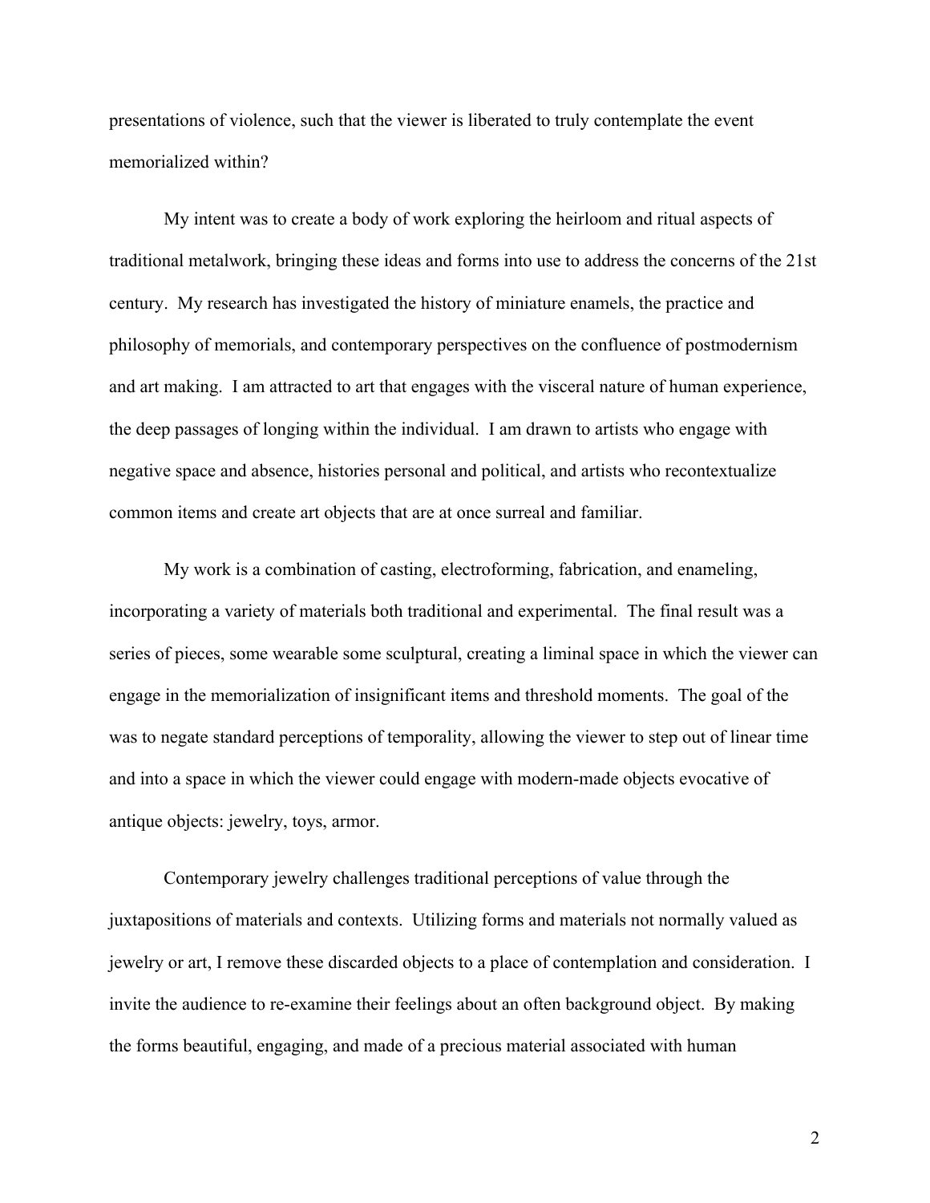presentations of violence, such that the viewer is liberated to truly contemplate the event memorialized within?

My intent was to create a body of work exploring the heirloom and ritual aspects of traditional metalwork, bringing these ideas and forms into use to address the concerns of the 21st century. My research has investigated the history of miniature enamels, the practice and philosophy of memorials, and contemporary perspectives on the confluence of postmodernism and art making. I am attracted to art that engages with the visceral nature of human experience, the deep passages of longing within the individual. I am drawn to artists who engage with negative space and absence, histories personal and political, and artists who recontextualize common items and create art objects that are at once surreal and familiar.

My work is a combination of casting, electroforming, fabrication, and enameling, incorporating a variety of materials both traditional and experimental. The final result was a series of pieces, some wearable some sculptural, creating a liminal space in which the viewer can engage in the memorialization of insignificant items and threshold moments. The goal of the was to negate standard perceptions of temporality, allowing the viewer to step out of linear time and into a space in which the viewer could engage with modern-made objects evocative of antique objects: jewelry, toys, armor.

Contemporary jewelry challenges traditional perceptions of value through the juxtapositions of materials and contexts. Utilizing forms and materials not normally valued as jewelry or art, I remove these discarded objects to a place of contemplation and consideration. I invite the audience to re-examine their feelings about an often background object. By making the forms beautiful, engaging, and made of a precious material associated with human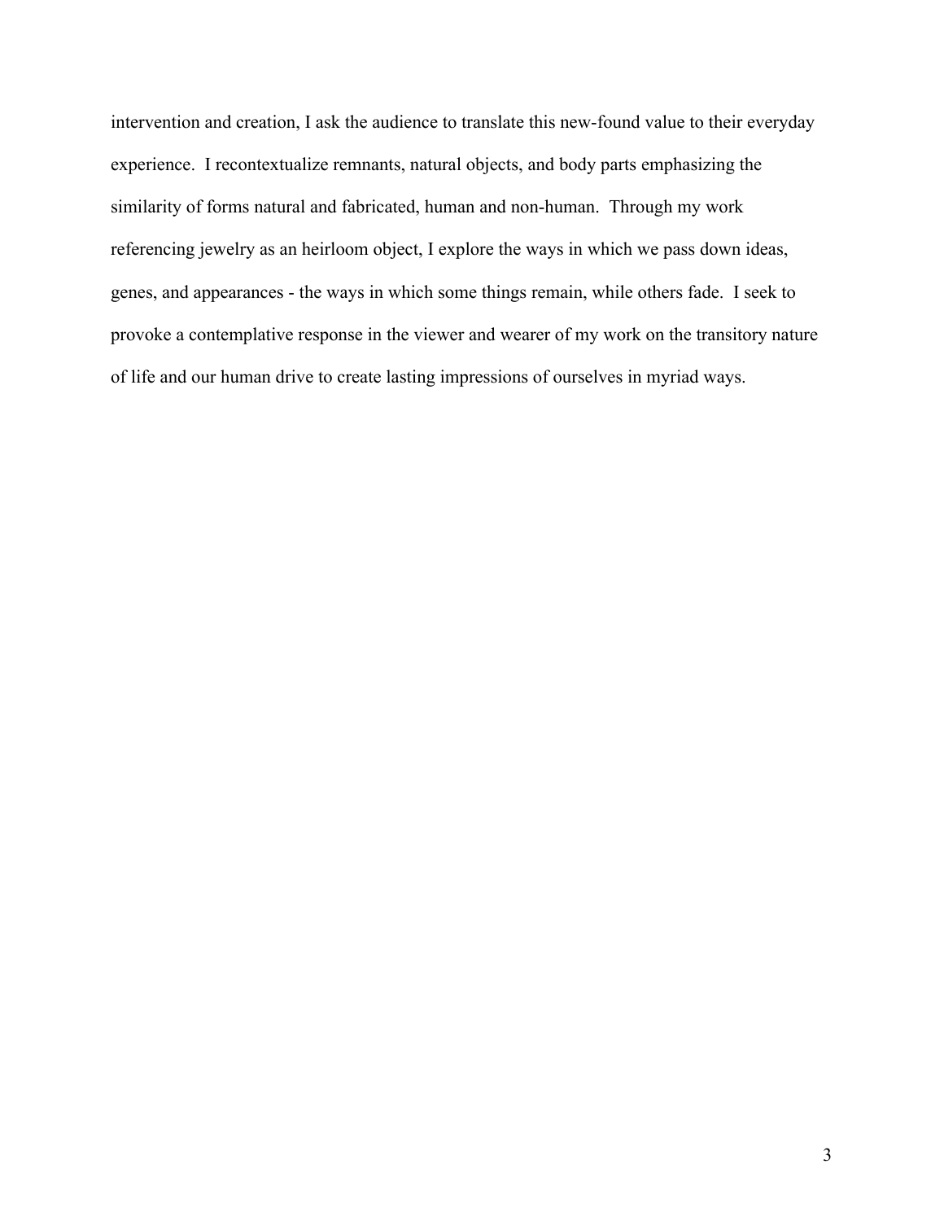intervention and creation, I ask the audience to translate this new-found value to their everyday experience. I recontextualize remnants, natural objects, and body parts emphasizing the similarity of forms natural and fabricated, human and non-human. Through my work referencing jewelry as an heirloom object, I explore the ways in which we pass down ideas, genes, and appearances - the ways in which some things remain, while others fade. I seek to provoke a contemplative response in the viewer and wearer of my work on the transitory nature of life and our human drive to create lasting impressions of ourselves in myriad ways.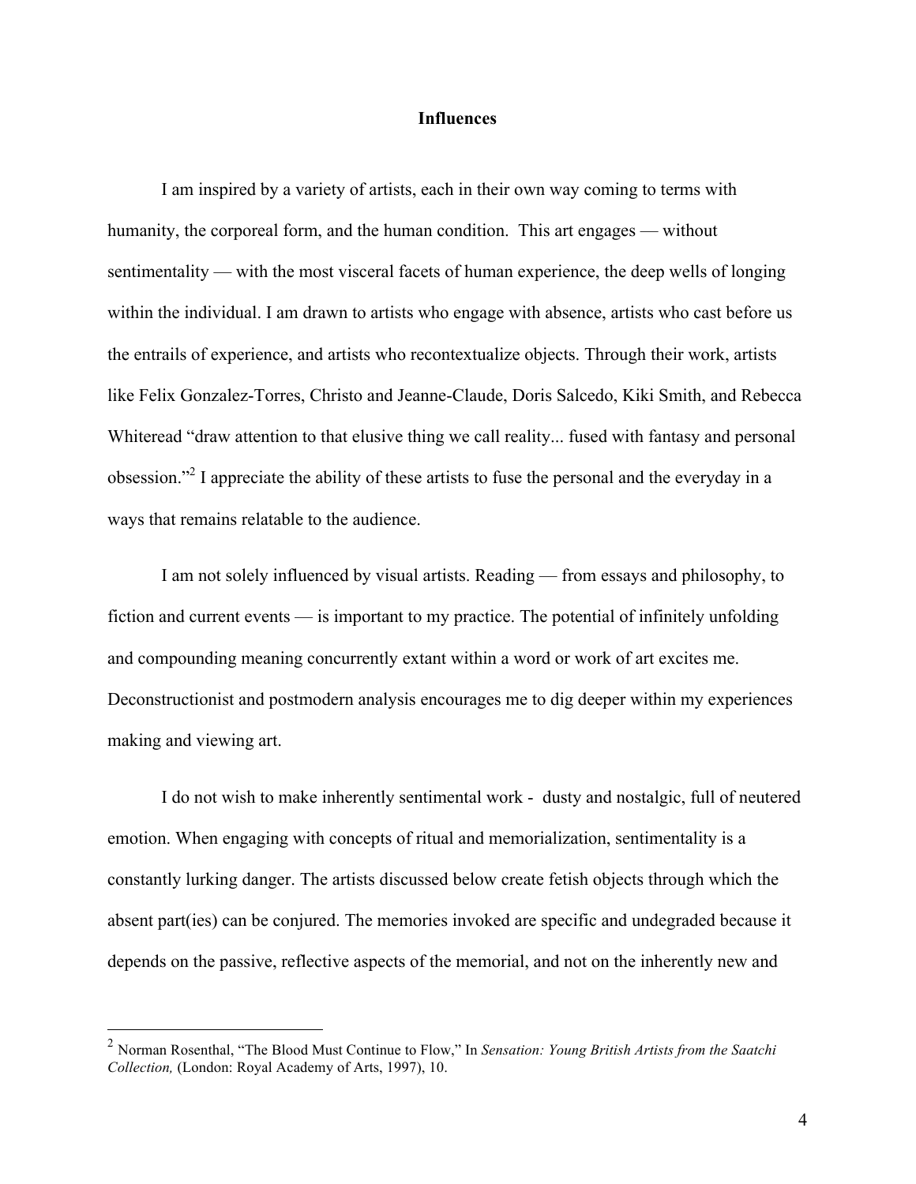## Influences

I am inspired by a variety of artists, each in their own way coming to terms with humanity, the corporeal form, and the human condition. This art engages — without sentimentality — with the most visceral facets of human experience, the deep wells of longing within the individual. I am drawn to artists who engage with absence, artists who cast before us the entrails of experience, and artists who recontextualize objects. Through their work, artists like Felix Gonzalez-Torres, Christo and Jeanne-Claude, Doris Salcedo, Kiki Smith, and Rebecca Whiteread "draw attention to that elusive thing we call reality... fused with fantasy and personal obsession."[2] I appreciate the ability of these artists to fuse the personal and the everyday in a ways that remains relatable to the audience.

I am not solely influenced by visual artists. Reading — from essays and philosophy, to fiction and current events — is important to my practice. The potential of infinitely unfolding and compounding meaning concurrently extant within a word or work of art excites me. Deconstructionist and postmodern analysis encourages me to dig deeper within my experiences making and viewing art.

I do not wish to make inherently sentimental work - dusty and nostalgic, full of neutered emotion. When engaging with concepts of ritual and memorialization, sentimentality is a constantly lurking danger. The artists discussed below create fetish objects through which the absent part(ies) can be conjured. The memories invoked are specific and undegraded because it depends on the passive, reflective aspects of the memorial, and not on the inherently new and

---

[2] Norman Rosenthal, "The Blood Must Continue to Flow," In *Sensation: Young British Artists from the Saatchi Collection,* (London: Royal Academy of Arts, 1997), 10.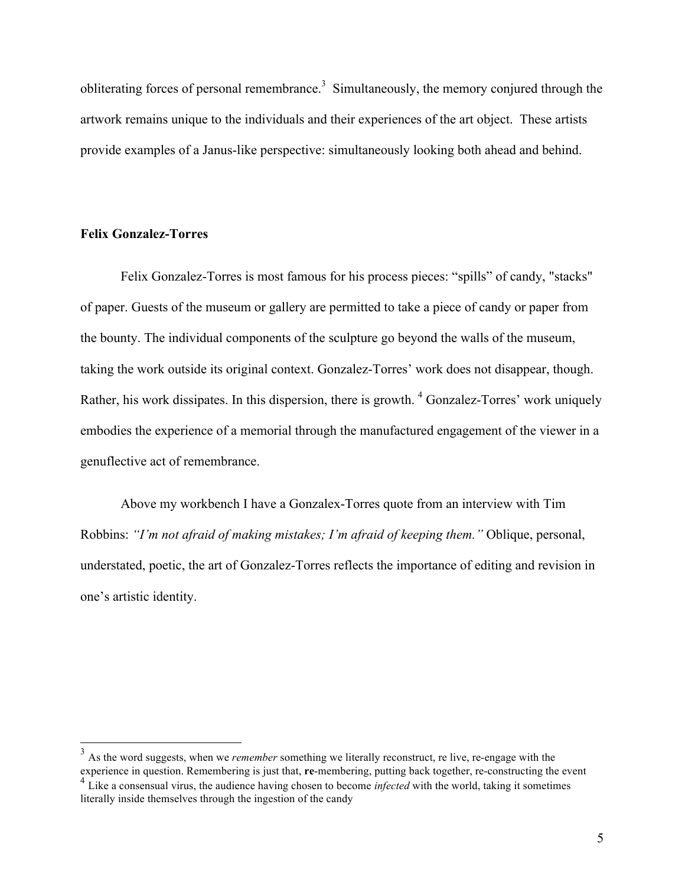obliterating forces of personal remembrance.[3] Simultaneously, the memory conjured through the artwork remains unique to the individuals and their experiences of the art object. These artists provide examples of a Janus-like perspective: simultaneously looking both ahead and behind.

**Felix Gonzalez-Torres**

Felix Gonzalez-Torres is most famous for his process pieces: "spills" of candy, "stacks" of paper. Guests of the museum or gallery are permitted to take a piece of candy or paper from the bounty. The individual components of the sculpture go beyond the walls of the museum, taking the work outside its original context. Gonzalez-Torres' work does not disappear, though. Rather, his work dissipates. In this dispersion, there is growth. [4] Gonzalez-Torres' work uniquely embodies the experience of a memorial through the manufactured engagement of the viewer in a genuflective act of remembrance.

Above my workbench I have a Gonzalex-Torres quote from an interview with Tim Robbins: *"I'm not afraid of making mistakes; I'm afraid of keeping them."* Oblique, personal, understated, poetic, the art of Gonzalez-Torres reflects the importance of editing and revision in one's artistic identity.

---

[3] As the word suggests, when we *remember* something we literally reconstruct, re live, re-engage with the experience in question. Remembering is just that, **re**-membering, putting back together, re-constructing the event

[4] Like a consensual virus, the audience having chosen to become *infected* with the world, taking it sometimes literally inside themselves through the ingestion of the candy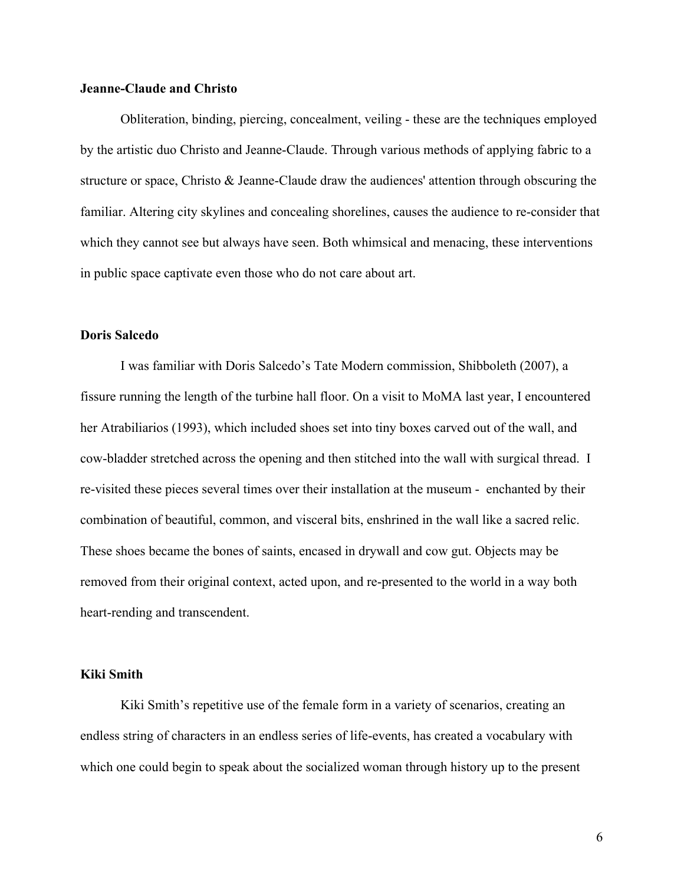**Jeanne-Claude and Christo**

Obliteration, binding, piercing, concealment, veiling - these are the techniques employed by the artistic duo Christo and Jeanne-Claude. Through various methods of applying fabric to a structure or space, Christo & Jeanne-Claude draw the audiences' attention through obscuring the familiar. Altering city skylines and concealing shorelines, causes the audience to re-consider that which they cannot see but always have seen. Both whimsical and menacing, these interventions in public space captivate even those who do not care about art.

**Doris Salcedo**

I was familiar with Doris Salcedo's Tate Modern commission, Shibboleth (2007), a fissure running the length of the turbine hall floor. On a visit to MoMA last year, I encountered her Atrabiliarios (1993), which included shoes set into tiny boxes carved out of the wall, and cow-bladder stretched across the opening and then stitched into the wall with surgical thread. I re-visited these pieces several times over their installation at the museum - enchanted by their combination of beautiful, common, and visceral bits, enshrined in the wall like a sacred relic. These shoes became the bones of saints, encased in drywall and cow gut. Objects may be removed from their original context, acted upon, and re-presented to the world in a way both heart-rending and transcendent.

**Kiki Smith**

Kiki Smith's repetitive use of the female form in a variety of scenarios, creating an endless string of characters in an endless series of life-events, has created a vocabulary with which one could begin to speak about the socialized woman through history up to the present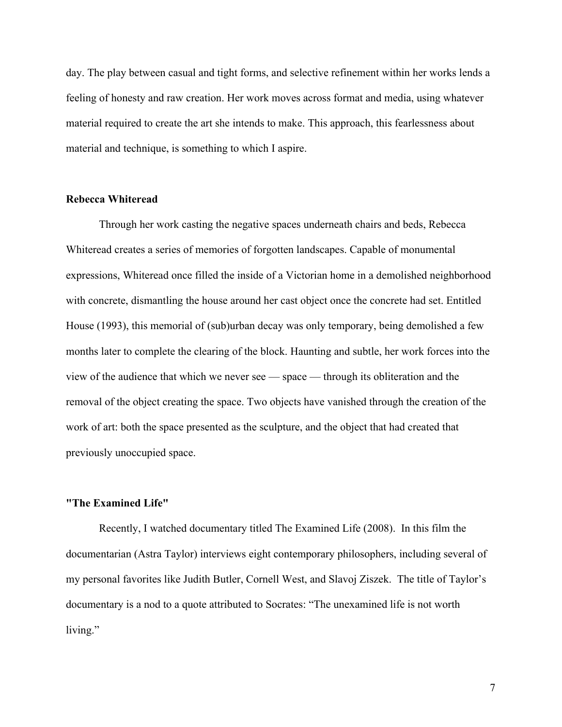day. The play between casual and tight forms, and selective refinement within her works lends a feeling of honesty and raw creation. Her work moves across format and media, using whatever material required to create the art she intends to make. This approach, this fearlessness about material and technique, is something to which I aspire.

**Rebecca Whiteread**

Through her work casting the negative spaces underneath chairs and beds, Rebecca Whiteread creates a series of memories of forgotten landscapes. Capable of monumental expressions, Whiteread once filled the inside of a Victorian home in a demolished neighborhood with concrete, dismantling the house around her cast object once the concrete had set. Entitled House (1993), this memorial of (sub)urban decay was only temporary, being demolished a few months later to complete the clearing of the block. Haunting and subtle, her work forces into the view of the audience that which we never see — space — through its obliteration and the removal of the object creating the space. Two objects have vanished through the creation of the work of art: both the space presented as the sculpture, and the object that had created that previously unoccupied space.

**"The Examined Life"**

Recently, I watched documentary titled The Examined Life (2008). In this film the documentarian (Astra Taylor) interviews eight contemporary philosophers, including several of my personal favorites like Judith Butler, Cornell West, and Slavoj Ziszek. The title of Taylor's documentary is a nod to a quote attributed to Socrates: "The unexamined life is not worth living."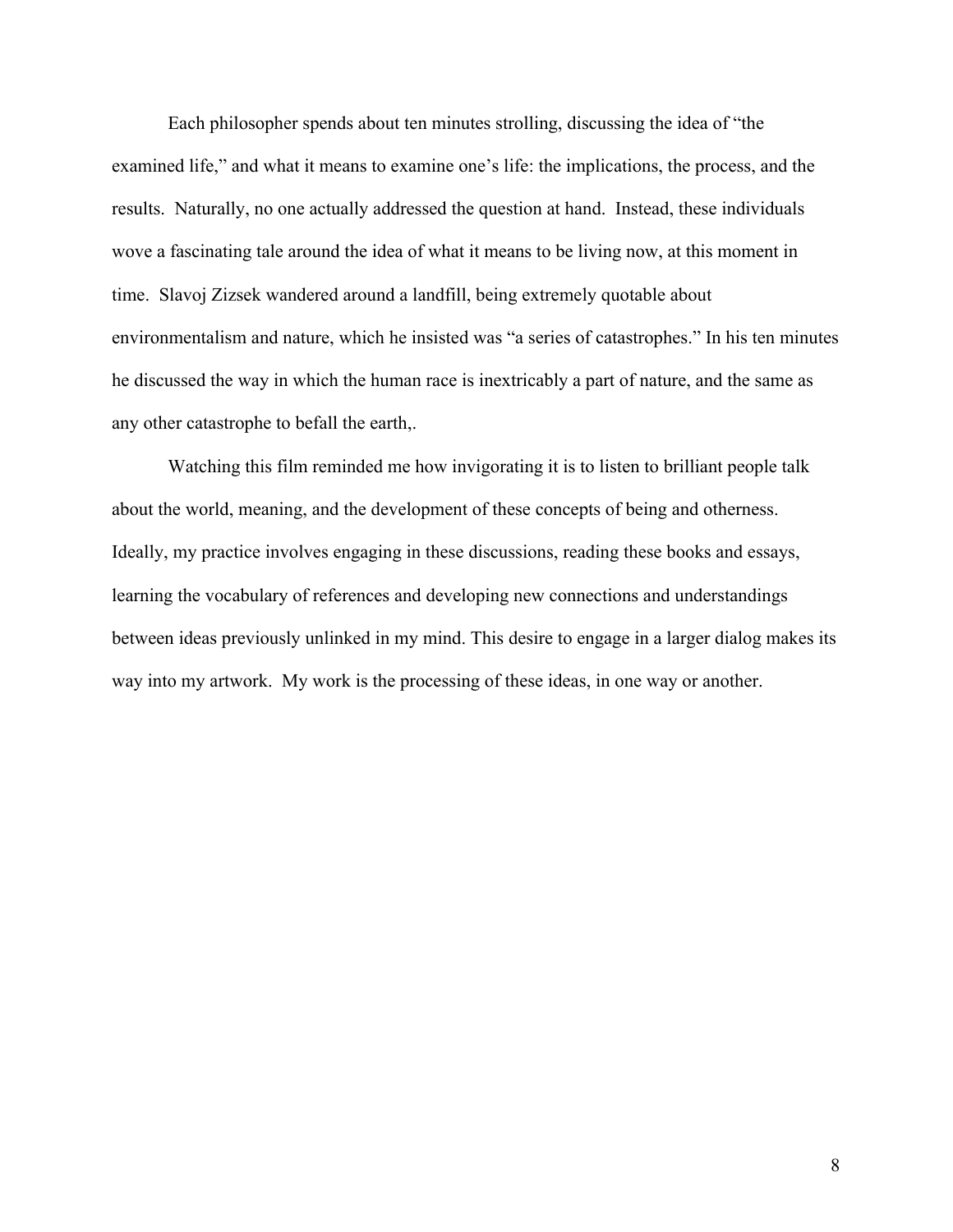Each philosopher spends about ten minutes strolling, discussing the idea of "the examined life," and what it means to examine one's life: the implications, the process, and the results. Naturally, no one actually addressed the question at hand. Instead, these individuals wove a fascinating tale around the idea of what it means to be living now, at this moment in time. Slavoj Zizsek wandered around a landfill, being extremely quotable about environmentalism and nature, which he insisted was "a series of catastrophes." In his ten minutes he discussed the way in which the human race is inextricably a part of nature, and the same as any other catastrophe to befall the earth,.

Watching this film reminded me how invigorating it is to listen to brilliant people talk about the world, meaning, and the development of these concepts of being and otherness. Ideally, my practice involves engaging in these discussions, reading these books and essays, learning the vocabulary of references and developing new connections and understandings between ideas previously unlinked in my mind. This desire to engage in a larger dialog makes its way into my artwork. My work is the processing of these ideas, in one way or another.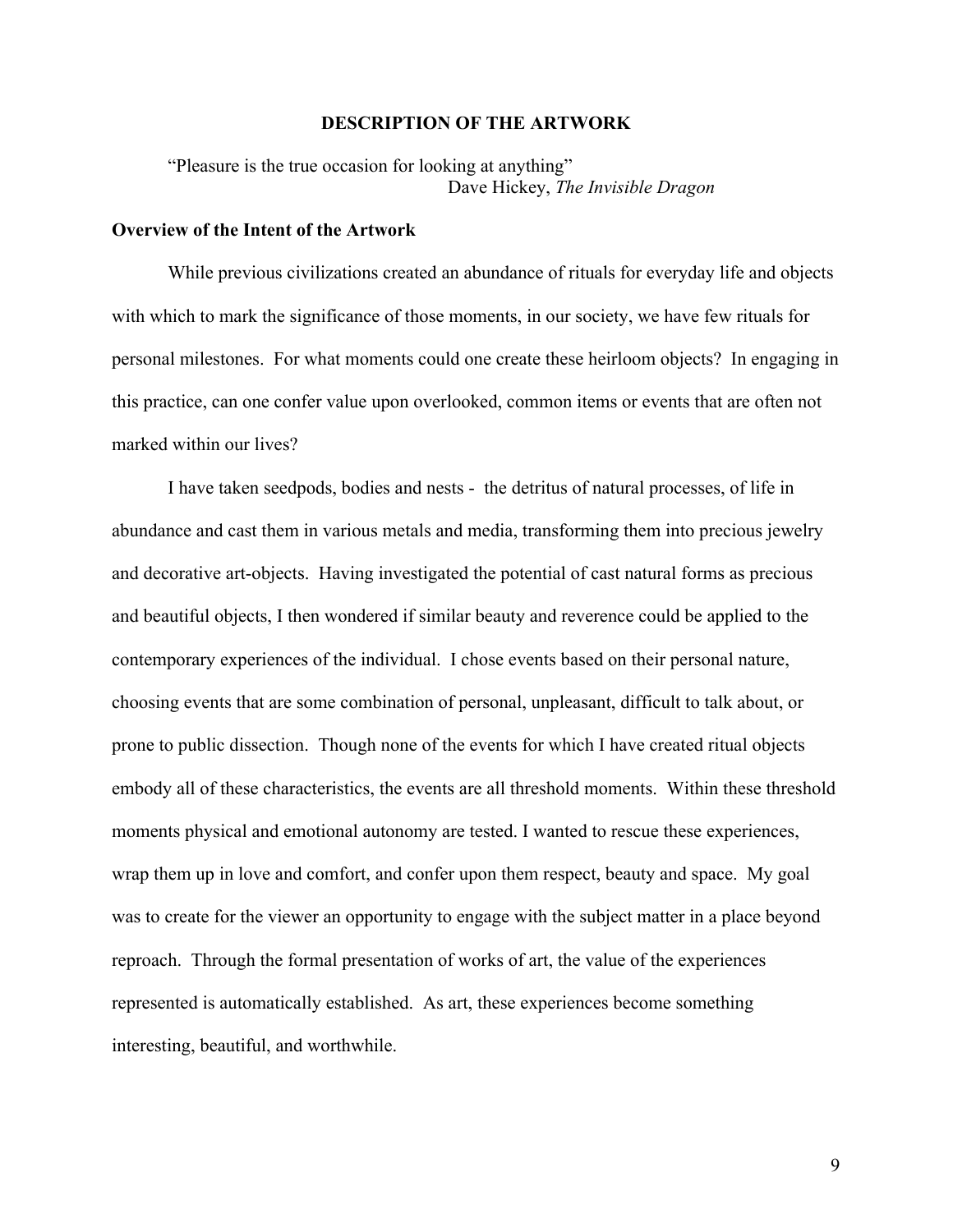## DESCRIPTION OF THE ARTWORK

"Pleasure is the true occasion for looking at anything"
Dave Hickey, *The Invisible Dragon*

### Overview of the Intent of the Artwork

While previous civilizations created an abundance of rituals for everyday life and objects with which to mark the significance of those moments, in our society, we have few rituals for personal milestones. For what moments could one create these heirloom objects? In engaging in this practice, can one confer value upon overlooked, common items or events that are often not marked within our lives?

I have taken seedpods, bodies and nests - the detritus of natural processes, of life in abundance and cast them in various metals and media, transforming them into precious jewelry and decorative art-objects. Having investigated the potential of cast natural forms as precious and beautiful objects, I then wondered if similar beauty and reverence could be applied to the contemporary experiences of the individual. I chose events based on their personal nature, choosing events that are some combination of personal, unpleasant, difficult to talk about, or prone to public dissection. Though none of the events for which I have created ritual objects embody all of these characteristics, the events are all threshold moments. Within these threshold moments physical and emotional autonomy are tested. I wanted to rescue these experiences, wrap them up in love and comfort, and confer upon them respect, beauty and space. My goal was to create for the viewer an opportunity to engage with the subject matter in a place beyond reproach. Through the formal presentation of works of art, the value of the experiences represented is automatically established. As art, these experiences become something interesting, beautiful, and worthwhile.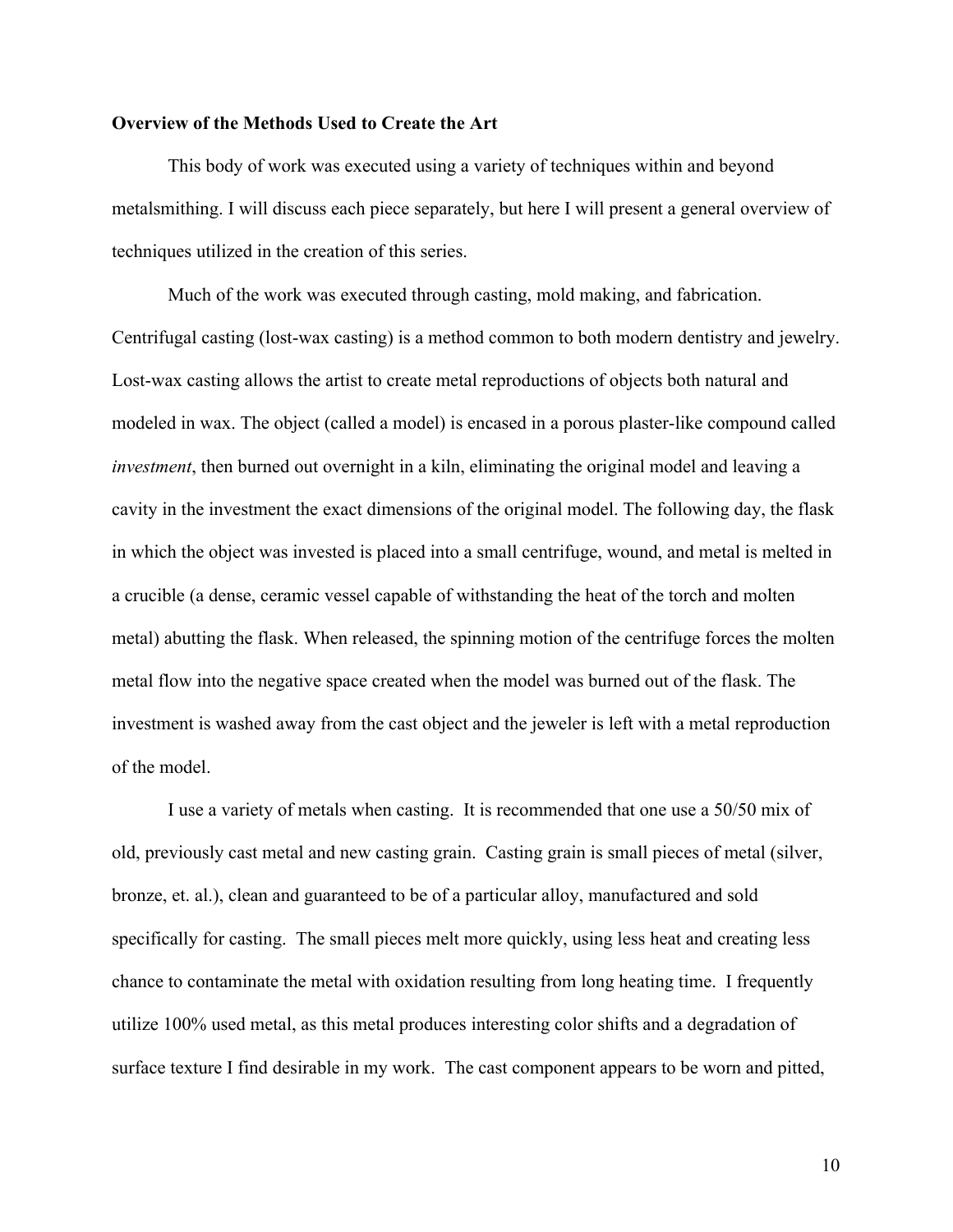**Overview of the Methods Used to Create the Art**

This body of work was executed using a variety of techniques within and beyond metalsmithing. I will discuss each piece separately, but here I will present a general overview of techniques utilized in the creation of this series.

Much of the work was executed through casting, mold making, and fabrication. Centrifugal casting (lost-wax casting) is a method common to both modern dentistry and jewelry. Lost-wax casting allows the artist to create metal reproductions of objects both natural and modeled in wax. The object (called a model) is encased in a porous plaster-like compound called *investment*, then burned out overnight in a kiln, eliminating the original model and leaving a cavity in the investment the exact dimensions of the original model. The following day, the flask in which the object was invested is placed into a small centrifuge, wound, and metal is melted in a crucible (a dense, ceramic vessel capable of withstanding the heat of the torch and molten metal) abutting the flask. When released, the spinning motion of the centrifuge forces the molten metal flow into the negative space created when the model was burned out of the flask. The investment is washed away from the cast object and the jeweler is left with a metal reproduction of the model.

I use a variety of metals when casting. It is recommended that one use a 50/50 mix of old, previously cast metal and new casting grain. Casting grain is small pieces of metal (silver, bronze, et. al.), clean and guaranteed to be of a particular alloy, manufactured and sold specifically for casting. The small pieces melt more quickly, using less heat and creating less chance to contaminate the metal with oxidation resulting from long heating time. I frequently utilize 100% used metal, as this metal produces interesting color shifts and a degradation of surface texture I find desirable in my work. The cast component appears to be worn and pitted,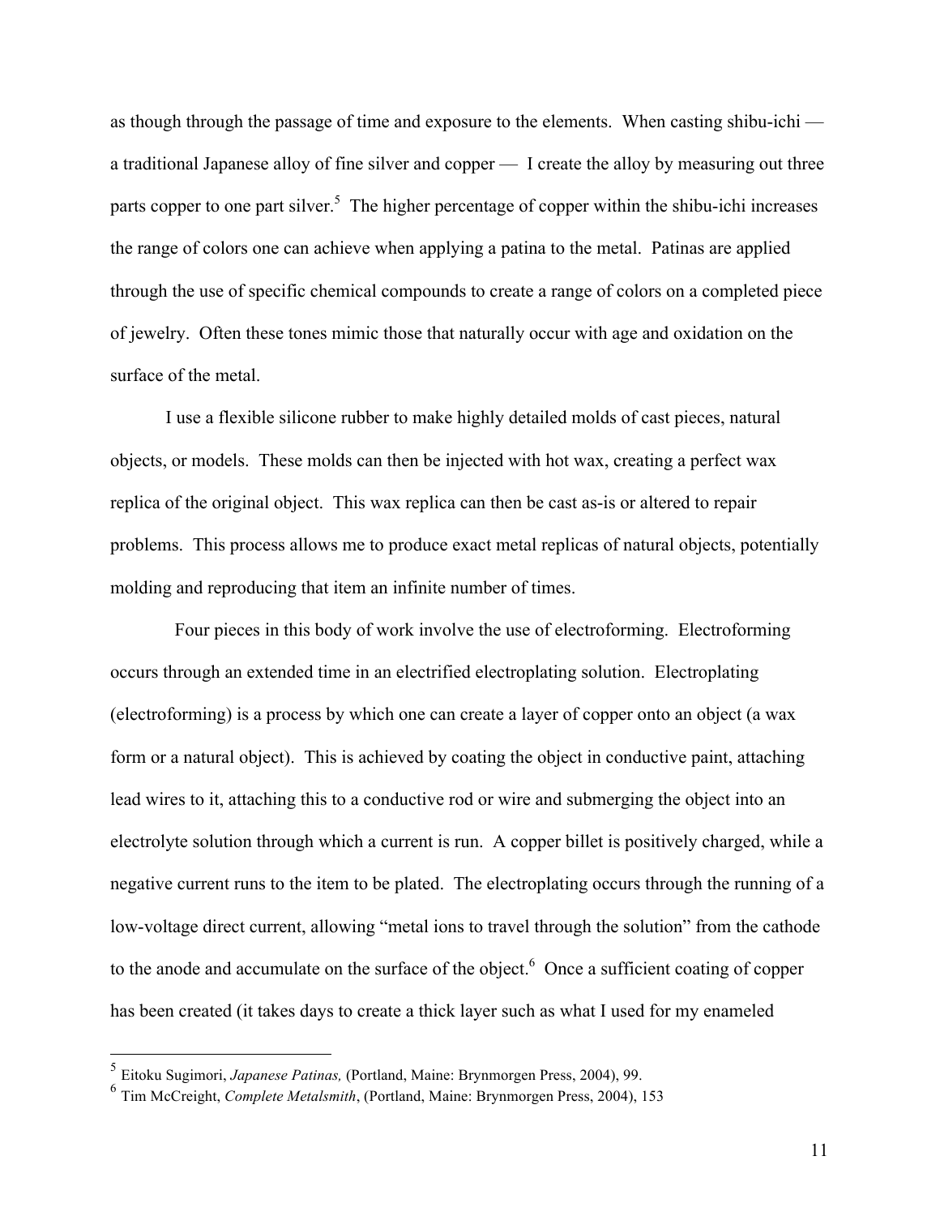as though through the passage of time and exposure to the elements. When casting shibu-ichi — a traditional Japanese alloy of fine silver and copper — I create the alloy by measuring out three parts copper to one part silver.[5] The higher percentage of copper within the shibu-ichi increases the range of colors one can achieve when applying a patina to the metal. Patinas are applied through the use of specific chemical compounds to create a range of colors on a completed piece of jewelry. Often these tones mimic those that naturally occur with age and oxidation on the surface of the metal.

I use a flexible silicone rubber to make highly detailed molds of cast pieces, natural objects, or models. These molds can then be injected with hot wax, creating a perfect wax replica of the original object. This wax replica can then be cast as-is or altered to repair problems. This process allows me to produce exact metal replicas of natural objects, potentially molding and reproducing that item an infinite number of times.

Four pieces in this body of work involve the use of electroforming. Electroforming occurs through an extended time in an electrified electroplating solution. Electroplating (electroforming) is a process by which one can create a layer of copper onto an object (a wax form or a natural object). This is achieved by coating the object in conductive paint, attaching lead wires to it, attaching this to a conductive rod or wire and submerging the object into an electrolyte solution through which a current is run. A copper billet is positively charged, while a negative current runs to the item to be plated. The electroplating occurs through the running of a low-voltage direct current, allowing "metal ions to travel through the solution" from the cathode to the anode and accumulate on the surface of the object.[6] Once a sufficient coating of copper has been created (it takes days to create a thick layer such as what I used for my enameled

---

[5] Eitoku Sugimori, *Japanese Patinas,* (Portland, Maine: Brynmorgen Press, 2004), 99.

[6] Tim McCreight, *Complete Metalsmith*, (Portland, Maine: Brynmorgen Press, 2004), 153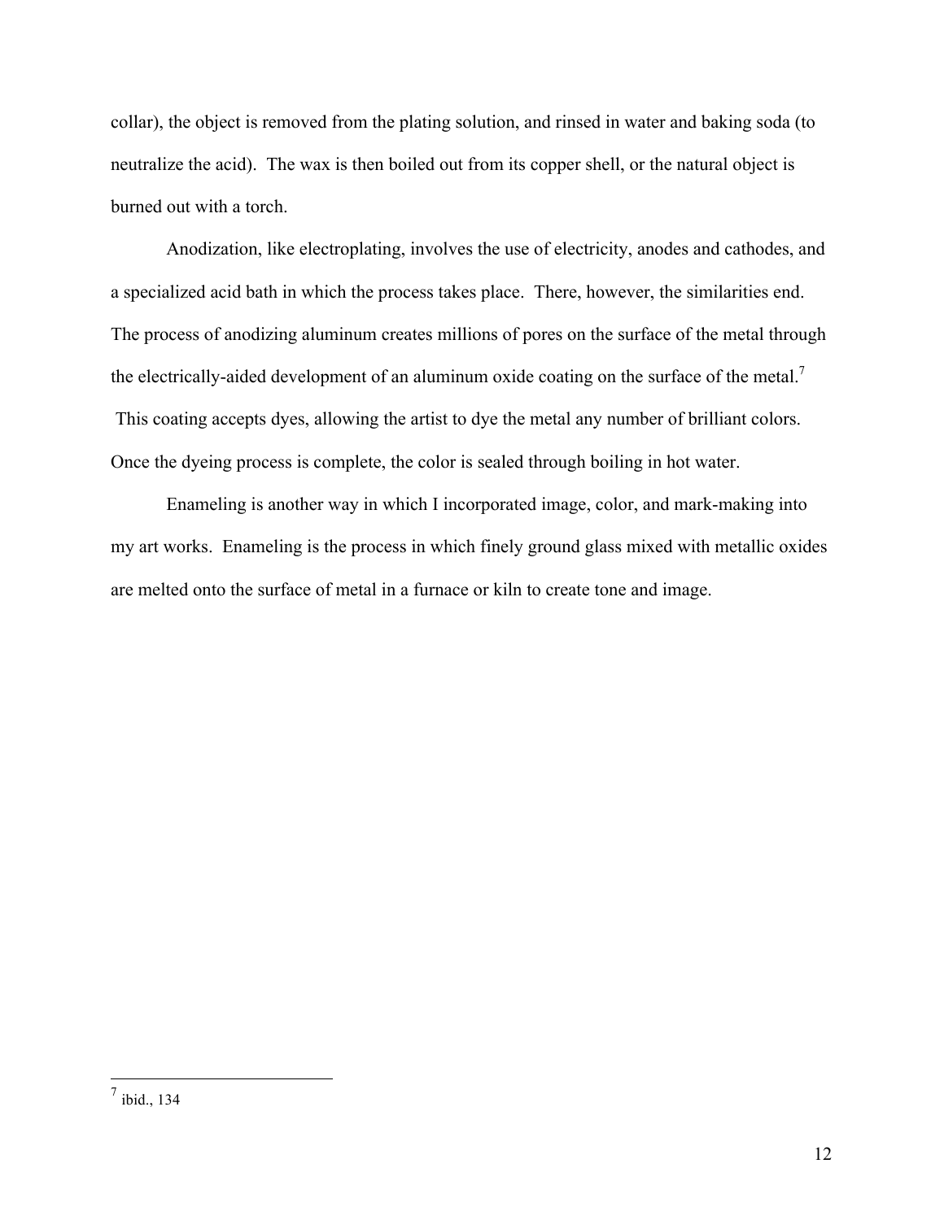collar), the object is removed from the plating solution, and rinsed in water and baking soda (to neutralize the acid). The wax is then boiled out from its copper shell, or the natural object is burned out with a torch.

Anodization, like electroplating, involves the use of electricity, anodes and cathodes, and a specialized acid bath in which the process takes place. There, however, the similarities end. The process of anodizing aluminum creates millions of pores on the surface of the metal through the electrically-aided development of an aluminum oxide coating on the surface of the metal.[7] This coating accepts dyes, allowing the artist to dye the metal any number of brilliant colors. Once the dyeing process is complete, the color is sealed through boiling in hot water.

Enameling is another way in which I incorporated image, color, and mark-making into my art works. Enameling is the process in which finely ground glass mixed with metallic oxides are melted onto the surface of metal in a furnace or kiln to create tone and image.

---

[7] ibid., 134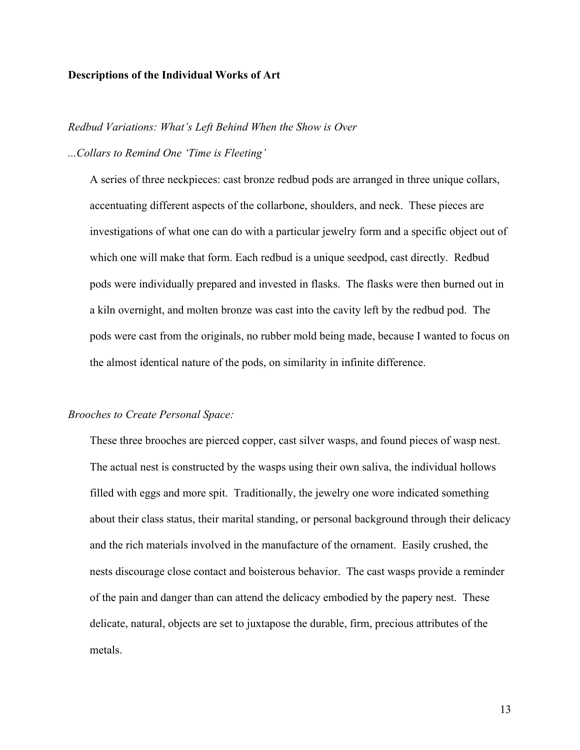**Descriptions of the Individual Works of Art**

*Redbud Variations: What's Left Behind When the Show is Over*

*...Collars to Remind One 'Time is Fleeting'*

A series of three neckpieces: cast bronze redbud pods are arranged in three unique collars, accentuating different aspects of the collarbone, shoulders, and neck. These pieces are investigations of what one can do with a particular jewelry form and a specific object out of which one will make that form. Each redbud is a unique seedpod, cast directly. Redbud pods were individually prepared and invested in flasks. The flasks were then burned out in a kiln overnight, and molten bronze was cast into the cavity left by the redbud pod. The pods were cast from the originals, no rubber mold being made, because I wanted to focus on the almost identical nature of the pods, on similarity in infinite difference.

*Brooches to Create Personal Space:*

These three brooches are pierced copper, cast silver wasps, and found pieces of wasp nest. The actual nest is constructed by the wasps using their own saliva, the individual hollows filled with eggs and more spit. Traditionally, the jewelry one wore indicated something about their class status, their marital standing, or personal background through their delicacy and the rich materials involved in the manufacture of the ornament. Easily crushed, the nests discourage close contact and boisterous behavior. The cast wasps provide a reminder of the pain and danger than can attend the delicacy embodied by the papery nest. These delicate, natural, objects are set to juxtapose the durable, firm, precious attributes of the metals.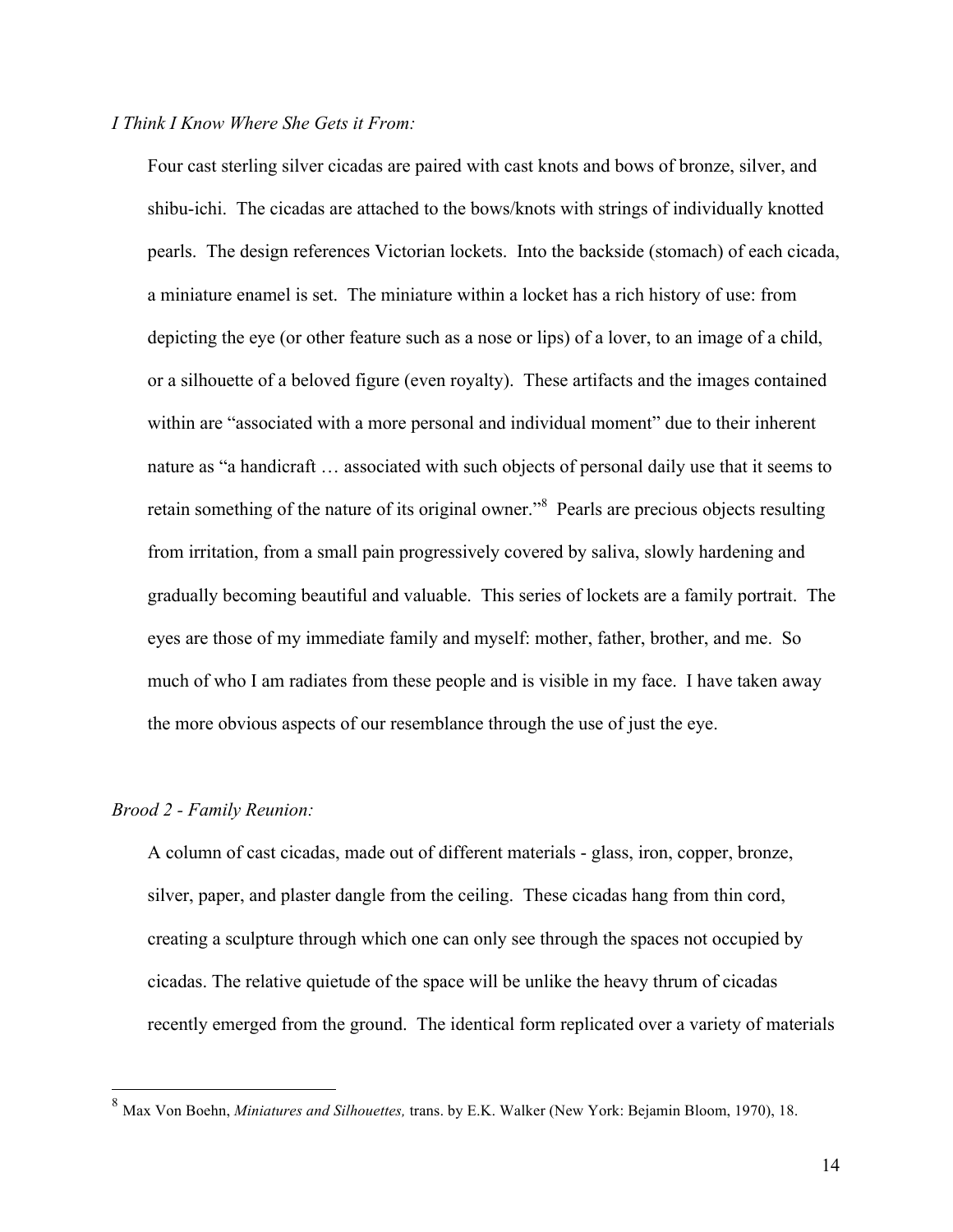*I Think I Know Where She Gets it From:*

Four cast sterling silver cicadas are paired with cast knots and bows of bronze, silver, and shibu-ichi. The cicadas are attached to the bows/knots with strings of individually knotted pearls. The design references Victorian lockets. Into the backside (stomach) of each cicada, a miniature enamel is set. The miniature within a locket has a rich history of use: from depicting the eye (or other feature such as a nose or lips) of a lover, to an image of a child, or a silhouette of a beloved figure (even royalty). These artifacts and the images contained within are "associated with a more personal and individual moment" due to their inherent nature as "a handicraft … associated with such objects of personal daily use that it seems to retain something of the nature of its original owner."[8] Pearls are precious objects resulting from irritation, from a small pain progressively covered by saliva, slowly hardening and gradually becoming beautiful and valuable. This series of lockets are a family portrait. The eyes are those of my immediate family and myself: mother, father, brother, and me. So much of who I am radiates from these people and is visible in my face. I have taken away the more obvious aspects of our resemblance through the use of just the eye.

*Brood 2 - Family Reunion:*

A column of cast cicadas, made out of different materials - glass, iron, copper, bronze, silver, paper, and plaster dangle from the ceiling. These cicadas hang from thin cord, creating a sculpture through which one can only see through the spaces not occupied by cicadas. The relative quietude of the space will be unlike the heavy thrum of cicadas recently emerged from the ground. The identical form replicated over a variety of materials

---

[8] Max Von Boehn, *Miniatures and Silhouettes,* trans. by E.K. Walker (New York: Bejamin Bloom, 1970), 18.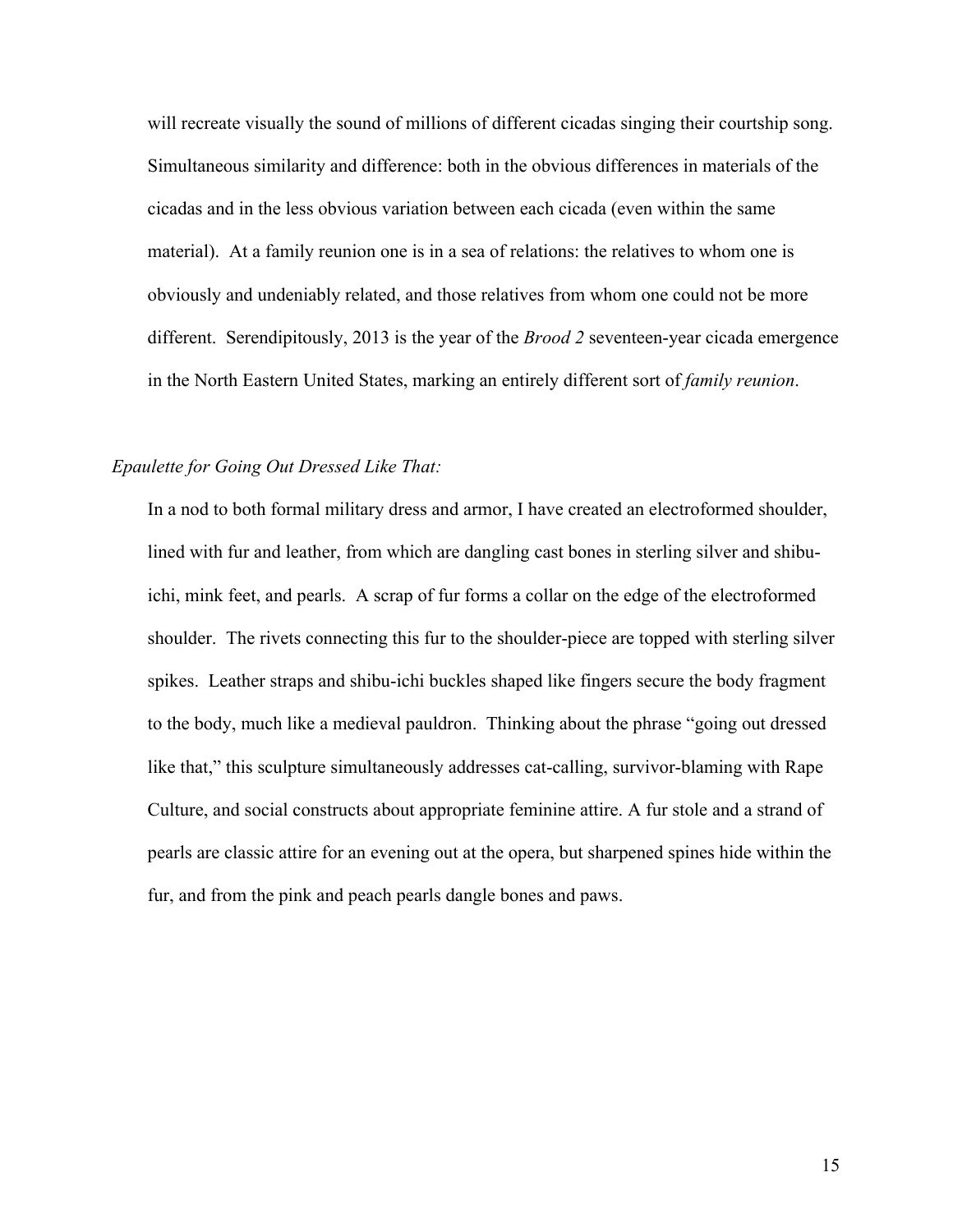will recreate visually the sound of millions of different cicadas singing their courtship song. Simultaneous similarity and difference: both in the obvious differences in materials of the cicadas and in the less obvious variation between each cicada (even within the same material). At a family reunion one is in a sea of relations: the relatives to whom one is obviously and undeniably related, and those relatives from whom one could not be more different. Serendipitously, 2013 is the year of the *Brood 2* seventeen-year cicada emergence in the North Eastern United States, marking an entirely different sort of *family reunion*.

*Epaulette for Going Out Dressed Like That:*

In a nod to both formal military dress and armor, I have created an electroformed shoulder, lined with fur and leather, from which are dangling cast bones in sterling silver and shibu-ichi, mink feet, and pearls. A scrap of fur forms a collar on the edge of the electroformed shoulder. The rivets connecting this fur to the shoulder-piece are topped with sterling silver spikes. Leather straps and shibu-ichi buckles shaped like fingers secure the body fragment to the body, much like a medieval pauldron. Thinking about the phrase "going out dressed like that," this sculpture simultaneously addresses cat-calling, survivor-blaming with Rape Culture, and social constructs about appropriate feminine attire. A fur stole and a strand of pearls are classic attire for an evening out at the opera, but sharpened spines hide within the fur, and from the pink and peach pearls dangle bones and paws.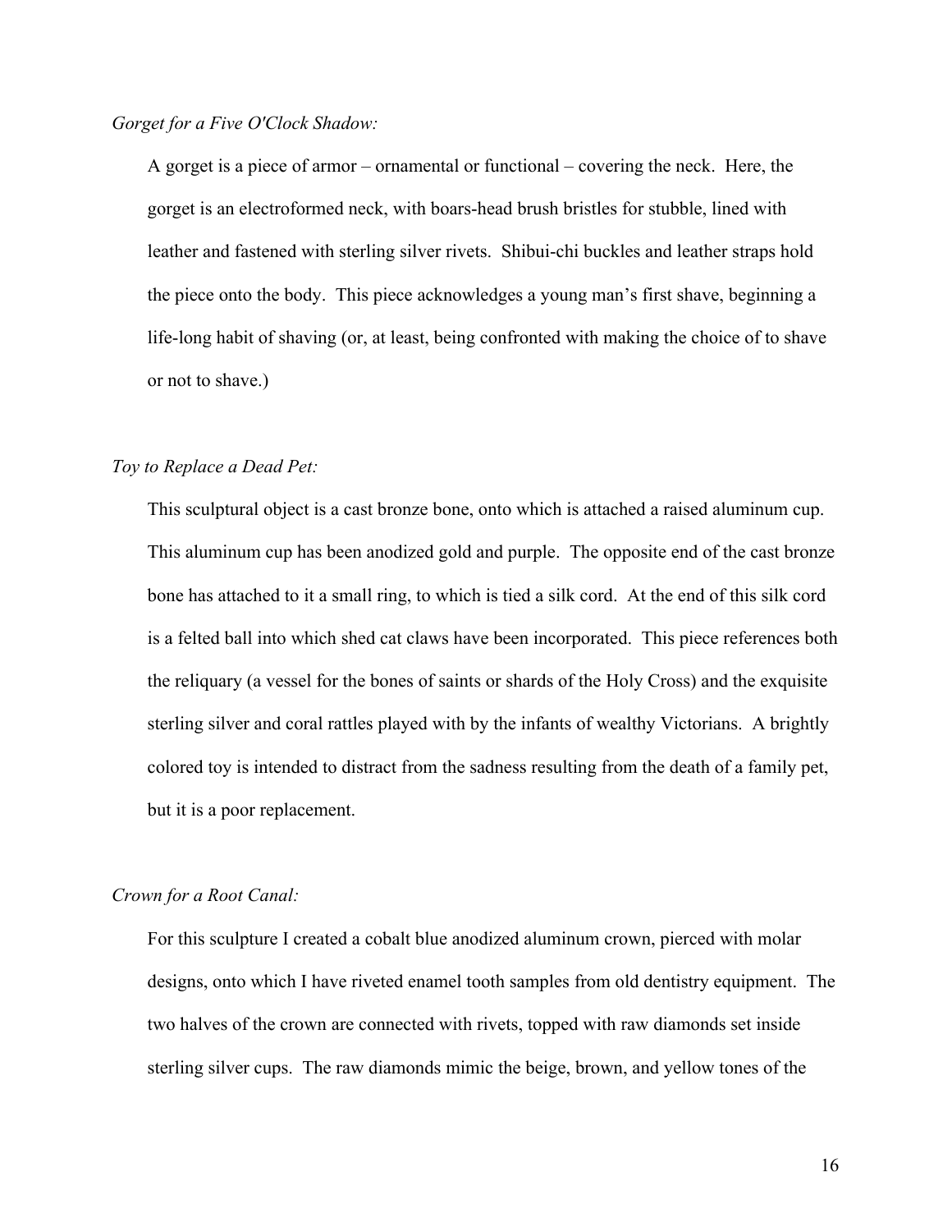*Gorget for a Five O'Clock Shadow:*

A gorget is a piece of armor – ornamental or functional – covering the neck. Here, the gorget is an electroformed neck, with boars-head brush bristles for stubble, lined with leather and fastened with sterling silver rivets. Shibui-chi buckles and leather straps hold the piece onto the body. This piece acknowledges a young man's first shave, beginning a life-long habit of shaving (or, at least, being confronted with making the choice of to shave or not to shave.)

*Toy to Replace a Dead Pet:*

This sculptural object is a cast bronze bone, onto which is attached a raised aluminum cup. This aluminum cup has been anodized gold and purple. The opposite end of the cast bronze bone has attached to it a small ring, to which is tied a silk cord. At the end of this silk cord is a felted ball into which shed cat claws have been incorporated. This piece references both the reliquary (a vessel for the bones of saints or shards of the Holy Cross) and the exquisite sterling silver and coral rattles played with by the infants of wealthy Victorians. A brightly colored toy is intended to distract from the sadness resulting from the death of a family pet, but it is a poor replacement.

*Crown for a Root Canal:*

For this sculpture I created a cobalt blue anodized aluminum crown, pierced with molar designs, onto which I have riveted enamel tooth samples from old dentistry equipment. The two halves of the crown are connected with rivets, topped with raw diamonds set inside sterling silver cups. The raw diamonds mimic the beige, brown, and yellow tones of the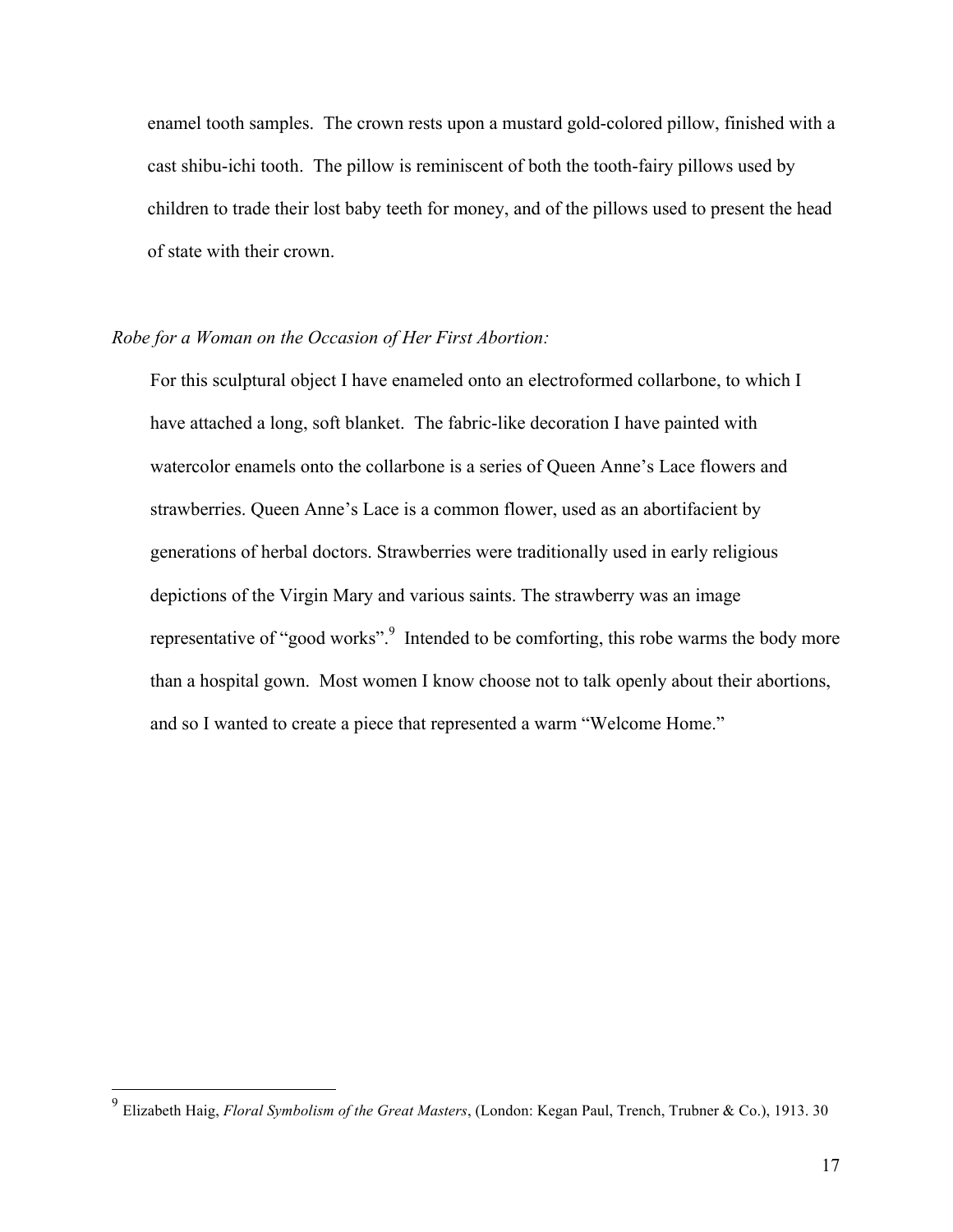enamel tooth samples. The crown rests upon a mustard gold-colored pillow, finished with a cast shibu-ichi tooth. The pillow is reminiscent of both the tooth-fairy pillows used by children to trade their lost baby teeth for money, and of the pillows used to present the head of state with their crown.

*Robe for a Woman on the Occasion of Her First Abortion:*

For this sculptural object I have enameled onto an electroformed collarbone, to which I have attached a long, soft blanket. The fabric-like decoration I have painted with watercolor enamels onto the collarbone is a series of Queen Anne's Lace flowers and strawberries. Queen Anne's Lace is a common flower, used as an abortifacient by generations of herbal doctors. Strawberries were traditionally used in early religious depictions of the Virgin Mary and various saints. The strawberry was an image representative of "good works".[9] Intended to be comforting, this robe warms the body more than a hospital gown. Most women I know choose not to talk openly about their abortions, and so I wanted to create a piece that represented a warm "Welcome Home."

---

[9] Elizabeth Haig, *Floral Symbolism of the Great Masters*, (London: Kegan Paul, Trench, Trubner & Co.), 1913. 30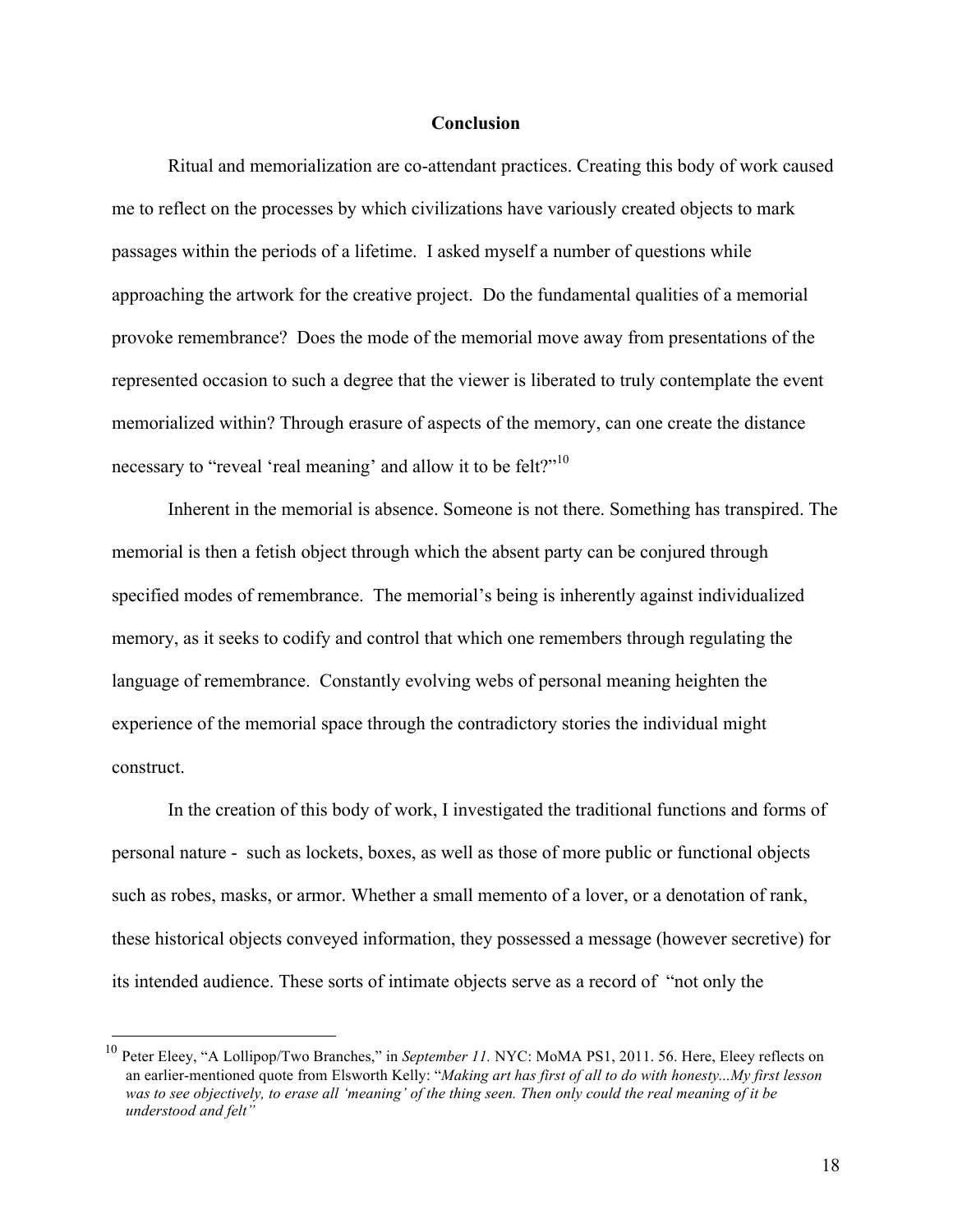## Conclusion

Ritual and memorialization are co-attendant practices. Creating this body of work caused me to reflect on the processes by which civilizations have variously created objects to mark passages within the periods of a lifetime. I asked myself a number of questions while approaching the artwork for the creative project. Do the fundamental qualities of a memorial provoke remembrance? Does the mode of the memorial move away from presentations of the represented occasion to such a degree that the viewer is liberated to truly contemplate the event memorialized within? Through erasure of aspects of the memory, can one create the distance necessary to "reveal 'real meaning' and allow it to be felt?"[10]

Inherent in the memorial is absence. Someone is not there. Something has transpired. The memorial is then a fetish object through which the absent party can be conjured through specified modes of remembrance. The memorial's being is inherently against individualized memory, as it seeks to codify and control that which one remembers through regulating the language of remembrance. Constantly evolving webs of personal meaning heighten the experience of the memorial space through the contradictory stories the individual might construct.

In the creation of this body of work, I investigated the traditional functions and forms of personal nature - such as lockets, boxes, as well as those of more public or functional objects such as robes, masks, or armor. Whether a small memento of a lover, or a denotation of rank, these historical objects conveyed information, they possessed a message (however secretive) for its intended audience. These sorts of intimate objects serve as a record of "not only the

---

[10] Peter Eleey, "A Lollipop/Two Branches," in *September 11.* NYC: MoMA PS1, 2011. 56. Here, Eleey reflects on an earlier-mentioned quote from Elsworth Kelly: "*Making art has first of all to do with honesty...My first lesson was to see objectively, to erase all 'meaning' of the thing seen. Then only could the real meaning of it be understood and felt"*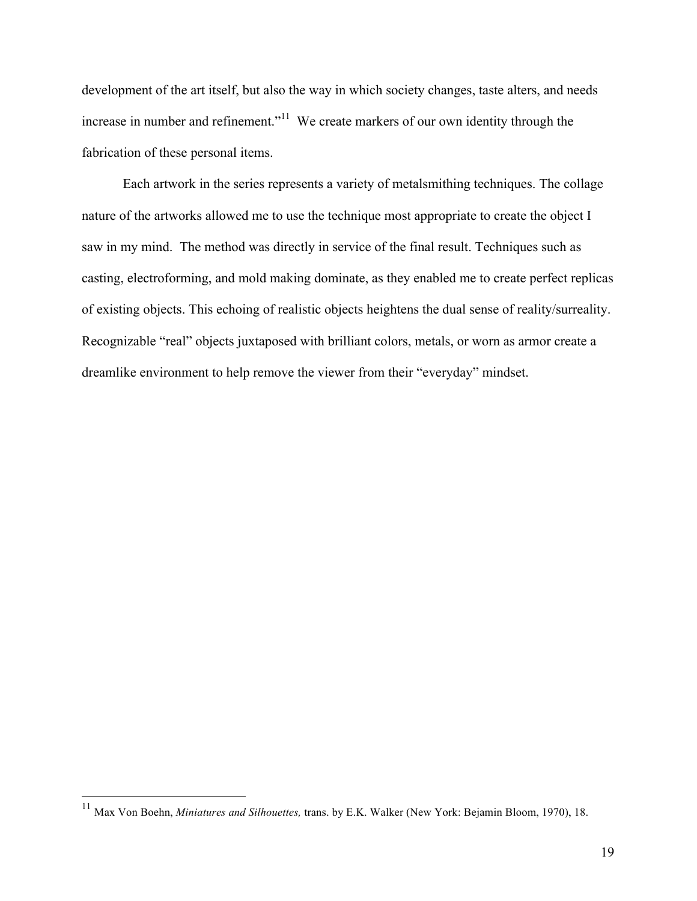development of the art itself, but also the way in which society changes, taste alters, and needs increase in number and refinement."[11] We create markers of our own identity through the fabrication of these personal items.

Each artwork in the series represents a variety of metalsmithing techniques. The collage nature of the artworks allowed me to use the technique most appropriate to create the object I saw in my mind. The method was directly in service of the final result. Techniques such as casting, electroforming, and mold making dominate, as they enabled me to create perfect replicas of existing objects. This echoing of realistic objects heightens the dual sense of reality/surreality. Recognizable "real" objects juxtaposed with brilliant colors, metals, or worn as armor create a dreamlike environment to help remove the viewer from their "everyday" mindset.

---

[11] Max Von Boehn, *Miniatures and Silhouettes,* trans. by E.K. Walker (New York: Bejamin Bloom, 1970), 18.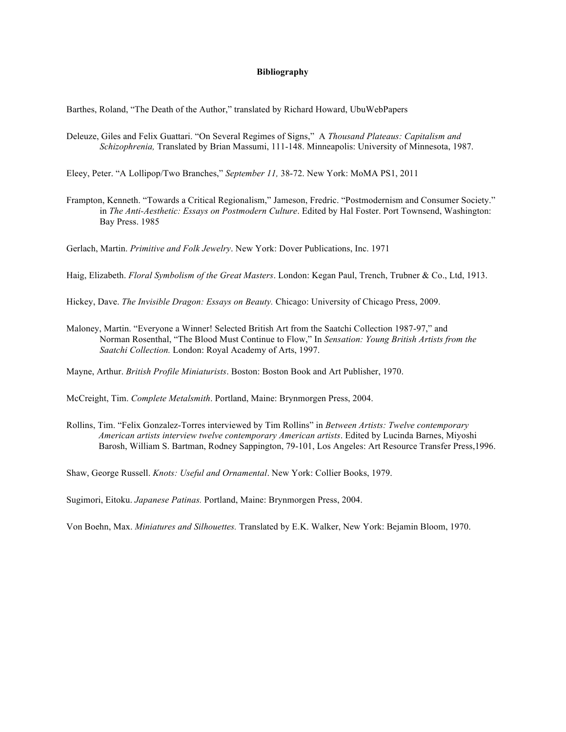**Bibliography**

Barthes, Roland, "The Death of the Author," translated by Richard Howard, UbuWebPapers

Deleuze, Giles and Felix Guattari. "On Several Regimes of Signs," A *Thousand Plateaus: Capitalism and Schizophrenia,* Translated by Brian Massumi, 111-148. Minneapolis: University of Minnesota, 1987.

Eleey, Peter. "A Lollipop/Two Branches," *September 11,* 38-72. New York: MoMA PS1, 2011

Frampton, Kenneth. "Towards a Critical Regionalism," Jameson, Fredric. "Postmodernism and Consumer Society." in *The Anti-Aesthetic: Essays on Postmodern Culture*. Edited by Hal Foster. Port Townsend, Washington: Bay Press. 1985

Gerlach, Martin. *Primitive and Folk Jewelry*. New York: Dover Publications, Inc. 1971

Haig, Elizabeth. *Floral Symbolism of the Great Masters*. London: Kegan Paul, Trench, Trubner & Co., Ltd, 1913.

Hickey, Dave. *The Invisible Dragon: Essays on Beauty.* Chicago: University of Chicago Press, 2009.

Maloney, Martin. "Everyone a Winner! Selected British Art from the Saatchi Collection 1987-97," and Norman Rosenthal, "The Blood Must Continue to Flow," In *Sensation: Young British Artists from the Saatchi Collection.* London: Royal Academy of Arts, 1997.

Mayne, Arthur. *British Profile Miniaturists*. Boston: Boston Book and Art Publisher, 1970.

McCreight, Tim. *Complete Metalsmith*. Portland, Maine: Brynmorgen Press, 2004.

Rollins, Tim. "Felix Gonzalez-Torres interviewed by Tim Rollins" in *Between Artists: Twelve contemporary American artists interview twelve contemporary American artists*. Edited by Lucinda Barnes, Miyoshi Barosh, William S. Bartman, Rodney Sappington, 79-101, Los Angeles: Art Resource Transfer Press,1996.

Shaw, George Russell. *Knots: Useful and Ornamental*. New York: Collier Books, 1979.

Sugimori, Eitoku. *Japanese Patinas.* Portland, Maine: Brynmorgen Press, 2004.

Von Boehn, Max. *Miniatures and Silhouettes.* Translated by E.K. Walker, New York: Bejamin Bloom, 1970.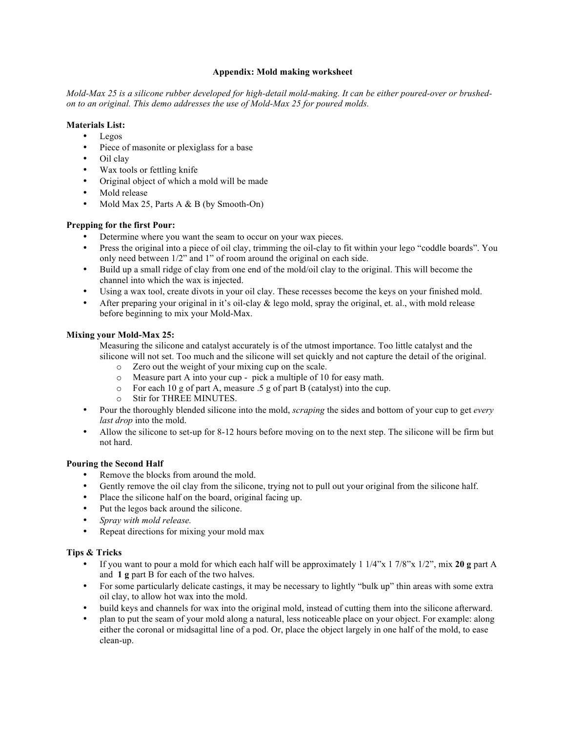### Appendix: Mold making worksheet

*Mold-Max 25 is a silicone rubber developed for high-detail mold-making. It can be either poured-over or brushed-on to an original. This demo addresses the use of Mold-Max 25 for poured molds.*

**Materials List:**

- Legos
- Piece of masonite or plexiglass for a base
- Oil clay
- Wax tools or fettling knife
- Original object of which a mold will be made
- Mold release
- Mold Max 25, Parts A & B (by Smooth-On)

**Prepping for the first Pour:**

- Determine where you want the seam to occur on your wax pieces.
- Press the original into a piece of oil clay, trimming the oil-clay to fit within your lego "coddle boards". You only need between 1/2" and 1" of room around the original on each side.
- Build up a small ridge of clay from one end of the mold/oil clay to the original. This will become the channel into which the wax is injected.
- Using a wax tool, create divots in your oil clay. These recesses become the keys on your finished mold.
- After preparing your original in it's oil-clay & lego mold, spray the original, et. al., with mold release before beginning to mix your Mold-Max.

**Mixing your Mold-Max 25:**

Measuring the silicone and catalyst accurately is of the utmost importance. Too little catalyst and the silicone will not set. Too much and the silicone will set quickly and not capture the detail of the original.

- Zero out the weight of your mixing cup on the scale.
- Measure part A into your cup - pick a multiple of 10 for easy math.
- For each 10 g of part A, measure .5 g of part B (catalyst) into the cup.
- Stir for THREE MINUTES.

- Pour the thoroughly blended silicone into the mold, *scraping* the sides and bottom of your cup to get *every last drop* into the mold.
- Allow the silicone to set-up for 8-12 hours before moving on to the next step. The silicone will be firm but not hard.

**Pouring the Second Half**

- Remove the blocks from around the mold.
- Gently remove the oil clay from the silicone, trying not to pull out your original from the silicone half.
- Place the silicone half on the board, original facing up.
- Put the legos back around the silicone.
- *Spray with mold release.*
- Repeat directions for mixing your mold max

**Tips & Tricks**

- If you want to pour a mold for which each half will be approximately 1 1/4"x 1 7/8"x 1/2", mix **20 g** part A and **1 g** part B for each of the two halves.
- For some particularly delicate castings, it may be necessary to lightly "bulk up" thin areas with some extra oil clay, to allow hot wax into the mold.
- build keys and channels for wax into the original mold, instead of cutting them into the silicone afterward.
- plan to put the seam of your mold along a natural, less noticeable place on your object. For example: along either the coronal or midsagittal line of a pod. Or, place the object largely in one half of the mold, to ease clean-up.